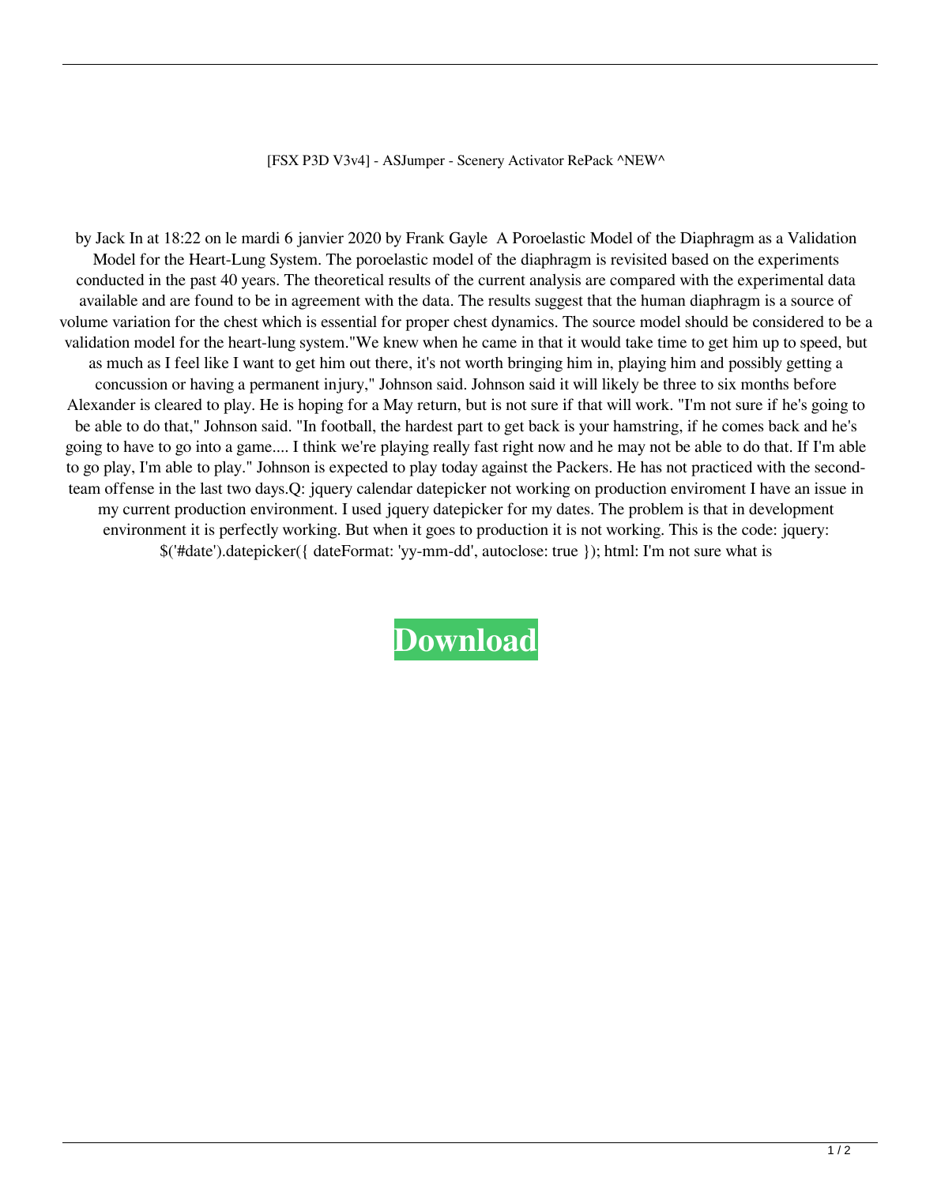[FSX P3D V3v4] - ASJumper - Scenery Activator RePack ^NEW^

by Jack In at 18:22 on le mardi 6 janvier 2020 by Frank Gayle  A Poroelastic Model of the Diaphragm as a Validation Model for the Heart-Lung System. The poroelastic model of the diaphragm is revisited based on the experiments conducted in the past 40 years. The theoretical results of the current analysis are compared with the experimental data available and are found to be in agreement with the data. The results suggest that the human diaphragm is a source of volume variation for the chest which is essential for proper chest dynamics. The source model should be considered to be a validation model for the heart-lung system."We knew when he came in that it would take time to get him up to speed, but as much as I feel like I want to get him out there, it's not worth bringing him in, playing him and possibly getting a concussion or having a permanent injury," Johnson said. Johnson said it will likely be three to six months before Alexander is cleared to play. He is hoping for a May return, but is not sure if that will work. "I'm not sure if he's going to be able to do that," Johnson said. "In football, the hardest part to get back is your hamstring, if he comes back and he's going to have to go into a game.... I think we're playing really fast right now and he may not be able to do that. If I'm able to go play, I'm able to play." Johnson is expected to play today against the Packers. He has not practiced with the second-team offense in the last two days.Q: jquery calendar datepicker not working on production enviroment I have an issue in my current production environment. I used jquery datepicker for my dates. The problem is that in development environment it is perfectly working. But when it goes to production it is not working. This is the code: jquery: $('#date').datepicker({ dateFormat: 'yy-mm-dd', autoclose: true }); html: I'm not sure what is

**Download**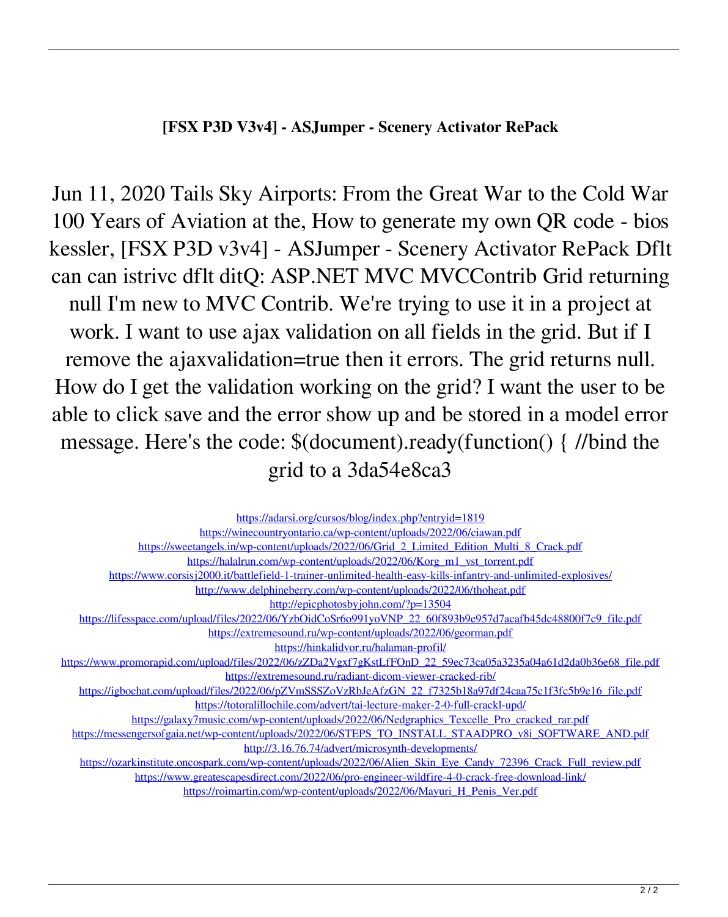**[FSX P3D V3v4] - ASJumper - Scenery Activator RePack**

Jun 11, 2020 Tails Sky Airports: From the Great War to the Cold War 100 Years of Aviation at the, How to generate my own QR code - bios kessler, [FSX P3D v3v4] - ASJumper - Scenery Activator RePack Dflt can can istrivc dflt ditQ: ASP.NET MVC MVCContrib Grid returning null I'm new to MVC Contrib. We're trying to use it in a project at work. I want to use ajax validation on all fields in the grid. But if I remove the ajaxvalidation=true then it errors. The grid returns null. How do I get the validation working on the grid? I want the user to be able to click save and the error show up and be stored in a model error message. Here's the code: $(document).ready(function() { //bind the grid to a 3da54e8ca3

https://adarsi.org/cursos/blog/index.php?entryid=1819
https://winecountryontario.ca/wp-content/uploads/2022/06/ciawan.pdf
https://sweetangels.in/wp-content/uploads/2022/06/Grid_2_Limited_Edition_Multi_8_Crack.pdf
https://halalrun.com/wp-content/uploads/2022/06/Korg_m1_vst_torrent.pdf
https://www.corsisj2000.it/battlefield-1-trainer-unlimited-health-easy-kills-infantry-and-unlimited-explosives/
http://www.delphineberry.com/wp-content/uploads/2022/06/thoheat.pdf
http://epicphotosbyjohn.com/?p=13504
https://lifesspace.com/upload/files/2022/06/YzbOidCoSr6o991yoVNP_22_60f893b9e957d7acafb45dc48800f7c9_file.pdf
https://extremesound.ru/wp-content/uploads/2022/06/georman.pdf
https://hinkalidvor.ru/halaman-profil/
https://www.promorapid.com/upload/files/2022/06/zZDa2Vgxf7gKstLfFOnD_22_59ec73ca05a3235a04a61d2da0b36e68_file.pdf
https://extremesound.ru/radiant-dicom-viewer-cracked-rib/
https://igbochat.com/upload/files/2022/06/pZVmSSSZoVzRbJeAfzGN_22_f7325b18a97df24caa75c1f3fc5b9e16_file.pdf
https://totoralillochile.com/advert/tai-lecture-maker-2-0-full-crackl-upd/
https://galaxy7music.com/wp-content/uploads/2022/06/Nedgraphics_Texcelle_Pro_cracked_rar.pdf
https://messengersofgaia.net/wp-content/uploads/2022/06/STEPS_TO_INSTALL_STAADPRO_v8i_SOFTWARE_AND.pdf
http://3.16.76.74/advert/microsynth-developments/
https://ozarkinstitute.oncospark.com/wp-content/uploads/2022/06/Alien_Skin_Eye_Candy_72396_Crack_Full_review.pdf
https://www.greatescapesdirect.com/2022/06/pro-engineer-wildfire-4-0-crack-free-download-link/
https://roimartin.com/wp-content/uploads/2022/06/Mayuri_H_Penis_Ver.pdf